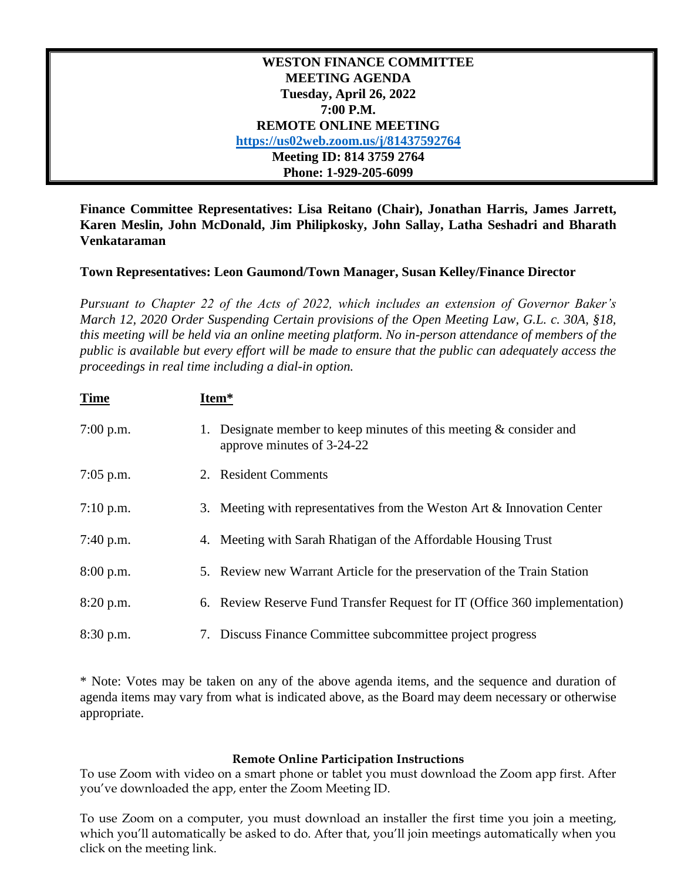# WESTON FINANCE COMMITTEE
## MEETING AGENDA
**Tuesday, April 26, 2022**
**7:00 P.M.**
**REMOTE ONLINE MEETING**
**https://us02web.zoom.us/j/81437592764**
**Meeting ID: 814 3759 2764**
**Phone: 1-929-205-6099**

**Finance Committee Representatives: Lisa Reitano (Chair), Jonathan Harris, James Jarrett, Karen Meslin, John McDonald, Jim Philipkosky, John Sallay, Latha Seshadri and Bharath Venkataraman**

**Town Representatives: Leon Gaumond/Town Manager, Susan Kelley/Finance Director**

*Pursuant to Chapter 22 of the Acts of 2022, which includes an extension of Governor Baker's March 12, 2020 Order Suspending Certain provisions of the Open Meeting Law, G.L. c. 30A, §18, this meeting will be held via an online meeting platform. No in-person attendance of members of the public is available but every effort will be made to ensure that the public can adequately access the proceedings in real time including a dial-in option.*

| Time | Item* |
|---|---|
| 7:00 p.m. | 1. Designate member to keep minutes of this meeting & consider and approve minutes of 3-24-22 |
| 7:05 p.m. | 2. Resident Comments |
| 7:10 p.m. | 3. Meeting with representatives from the Weston Art & Innovation Center |
| 7:40 p.m. | 4. Meeting with Sarah Rhatigan of the Affordable Housing Trust |
| 8:00 p.m. | 5. Review new Warrant Article for the preservation of the Train Station |
| 8:20 p.m. | 6. Review Reserve Fund Transfer Request for IT (Office 360 implementation) |
| 8:30 p.m. | 7. Discuss Finance Committee subcommittee project progress |

* Note: Votes may be taken on any of the above agenda items, and the sequence and duration of agenda items may vary from what is indicated above, as the Board may deem necessary or otherwise appropriate.

**Remote Online Participation Instructions**

To use Zoom with video on a smart phone or tablet you must download the Zoom app first. After you've downloaded the app, enter the Zoom Meeting ID.

To use Zoom on a computer, you must download an installer the first time you join a meeting, which you'll automatically be asked to do. After that, you'll join meetings automatically when you click on the meeting link.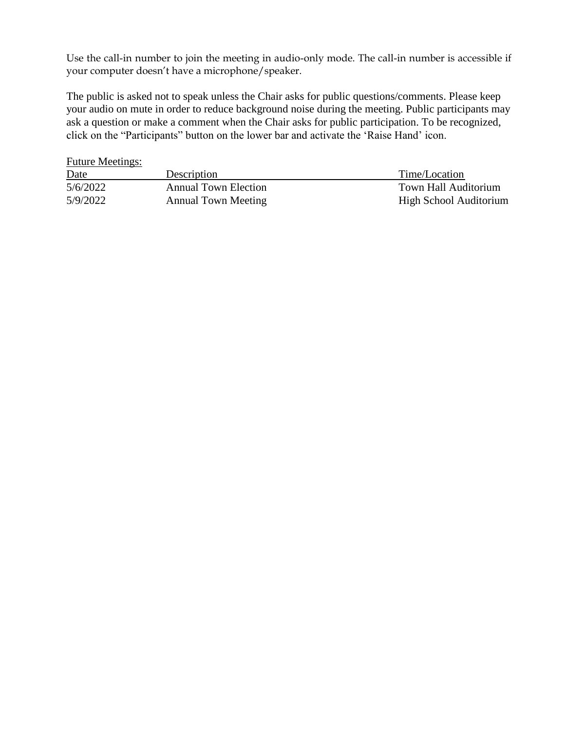Use the call-in number to join the meeting in audio-only mode. The call-in number is accessible if your computer doesn't have a microphone/speaker.

The public is asked not to speak unless the Chair asks for public questions/comments. Please keep your audio on mute in order to reduce background noise during the meeting. Public participants may ask a question or make a comment when the Chair asks for public participation. To be recognized, click on the "Participants" button on the lower bar and activate the 'Raise Hand' icon.

Future Meetings:

| Date | Description | Time/Location |
|---|---|---|
| 5/6/2022 | Annual Town Election | Town Hall Auditorium |
| 5/9/2022 | Annual Town Meeting | High School Auditorium |